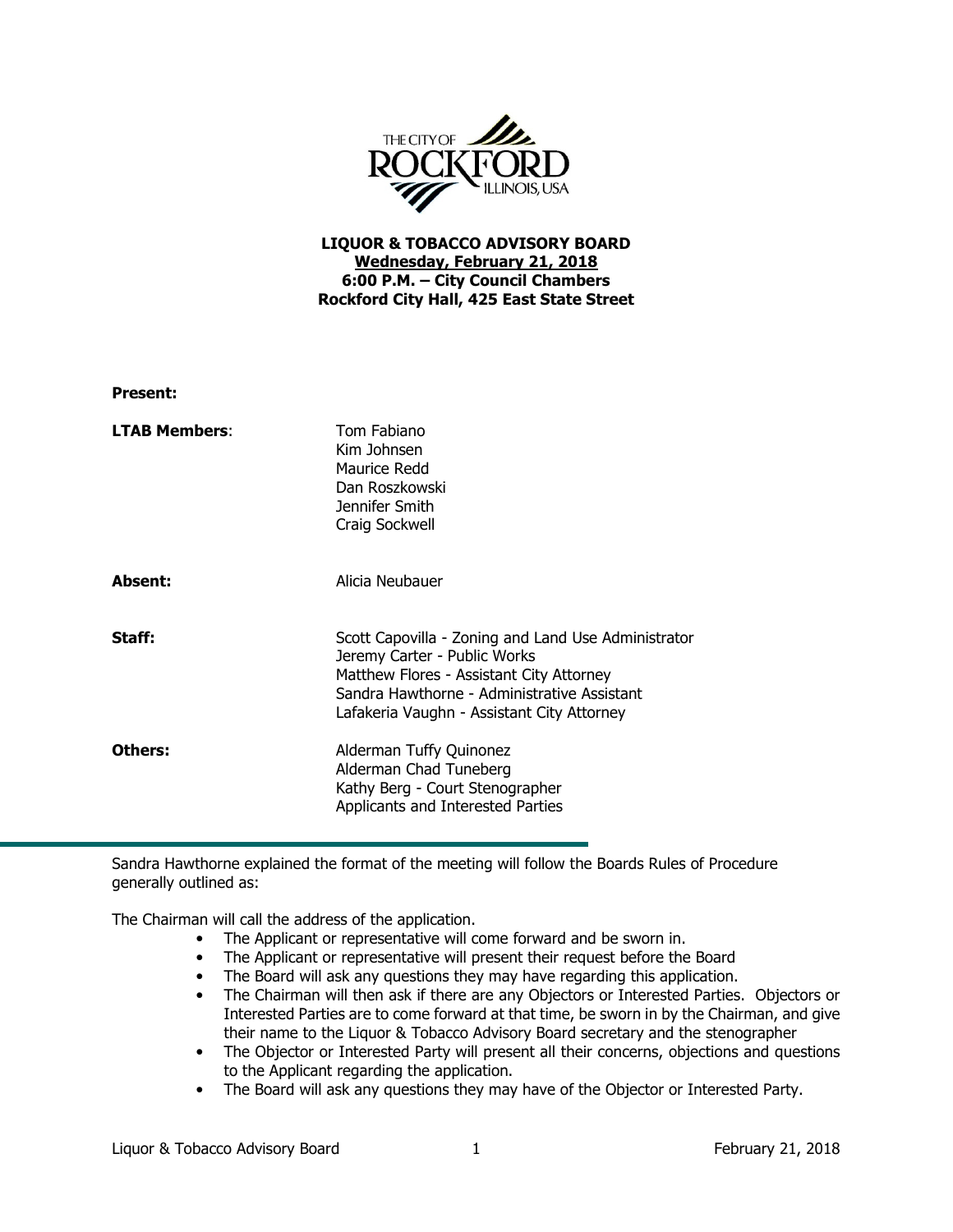**LIQUOR & TOBACCO ADVISORY BOARD**
**<u>Wednesday, February 21, 2018</u>**
**6:00 P.M. – City Council Chambers**
**Rockford City Hall, 425 East State Street**

**Present:**

| | |
|---|---|
| **LTAB Members**: | Tom Fabiano<br>Kim Johnsen<br>Maurice Redd<br>Dan Roszkowski<br>Jennifer Smith<br>Craig Sockwell |
| **Absent:** | Alicia Neubauer |
| **Staff:** | Scott Capovilla - Zoning and Land Use Administrator<br>Jeremy Carter - Public Works<br>Matthew Flores - Assistant City Attorney<br>Sandra Hawthorne - Administrative Assistant<br>Lafakeria Vaughn - Assistant City Attorney |
| **Others:** | Alderman Tuffy Quinonez<br>Alderman Chad Tuneberg<br>Kathy Berg - Court Stenographer<br>Applicants and Interested Parties |

---

Sandra Hawthorne explained the format of the meeting will follow the Boards Rules of Procedure generally outlined as:

The Chairman will call the address of the application.

- The Applicant or representative will come forward and be sworn in.
- The Applicant or representative will present their request before the Board
- The Board will ask any questions they may have regarding this application.
- The Chairman will then ask if there are any Objectors or Interested Parties. Objectors or Interested Parties are to come forward at that time, be sworn in by the Chairman, and give their name to the Liquor & Tobacco Advisory Board secretary and the stenographer
- The Objector or Interested Party will present all their concerns, objections and questions to the Applicant regarding the application.
- The Board will ask any questions they may have of the Objector or Interested Party.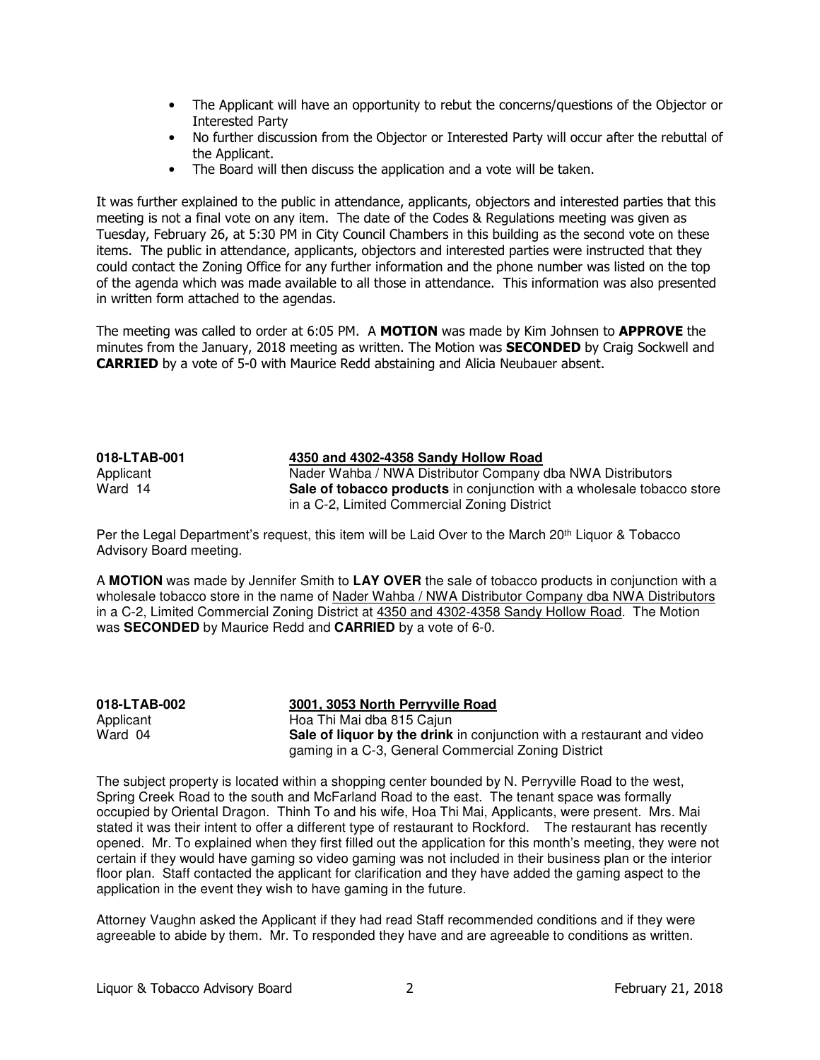- The Applicant will have an opportunity to rebut the concerns/questions of the Objector or Interested Party
- No further discussion from the Objector or Interested Party will occur after the rebuttal of the Applicant.
- The Board will then discuss the application and a vote will be taken.

It was further explained to the public in attendance, applicants, objectors and interested parties that this meeting is not a final vote on any item. The date of the Codes & Regulations meeting was given as Tuesday, February 26, at 5:30 PM in City Council Chambers in this building as the second vote on these items. The public in attendance, applicants, objectors and interested parties were instructed that they could contact the Zoning Office for any further information and the phone number was listed on the top of the agenda which was made available to all those in attendance. This information was also presented in written form attached to the agendas.

The meeting was called to order at 6:05 PM. A **MOTION** was made by Kim Johnsen to **APPROVE** the minutes from the January, 2018 meeting as written. The Motion was **SECONDED** by Craig Sockwell and **CARRIED** by a vote of 5-0 with Maurice Redd abstaining and Alicia Neubauer absent.

**018-LTAB-001** **4350 and 4302-4358 Sandy Hollow Road**
Applicant Nader Wahba / NWA Distributor Company dba NWA Distributors
Ward 14 **Sale of tobacco products** in conjunction with a wholesale tobacco store in a C-2, Limited Commercial Zoning District

Per the Legal Department's request, this item will be Laid Over to the March 20th Liquor & Tobacco Advisory Board meeting.

A **MOTION** was made by Jennifer Smith to **LAY OVER** the sale of tobacco products in conjunction with a wholesale tobacco store in the name of Nader Wahba / NWA Distributor Company dba NWA Distributors in a C-2, Limited Commercial Zoning District at 4350 and 4302-4358 Sandy Hollow Road. The Motion was **SECONDED** by Maurice Redd and **CARRIED** by a vote of 6-0.

**018-LTAB-002** **3001, 3053 North Perryville Road**
Applicant Hoa Thi Mai dba 815 Cajun
Ward 04 **Sale of liquor by the drink** in conjunction with a restaurant and video gaming in a C-3, General Commercial Zoning District

The subject property is located within a shopping center bounded by N. Perryville Road to the west, Spring Creek Road to the south and McFarland Road to the east. The tenant space was formally occupied by Oriental Dragon. Thinh To and his wife, Hoa Thi Mai, Applicants, were present. Mrs. Mai stated it was their intent to offer a different type of restaurant to Rockford. The restaurant has recently opened. Mr. To explained when they first filled out the application for this month's meeting, they were not certain if they would have gaming so video gaming was not included in their business plan or the interior floor plan. Staff contacted the applicant for clarification and they have added the gaming aspect to the application in the event they wish to have gaming in the future.

Attorney Vaughn asked the Applicant if they had read Staff recommended conditions and if they were agreeable to abide by them. Mr. To responded they have and are agreeable to conditions as written.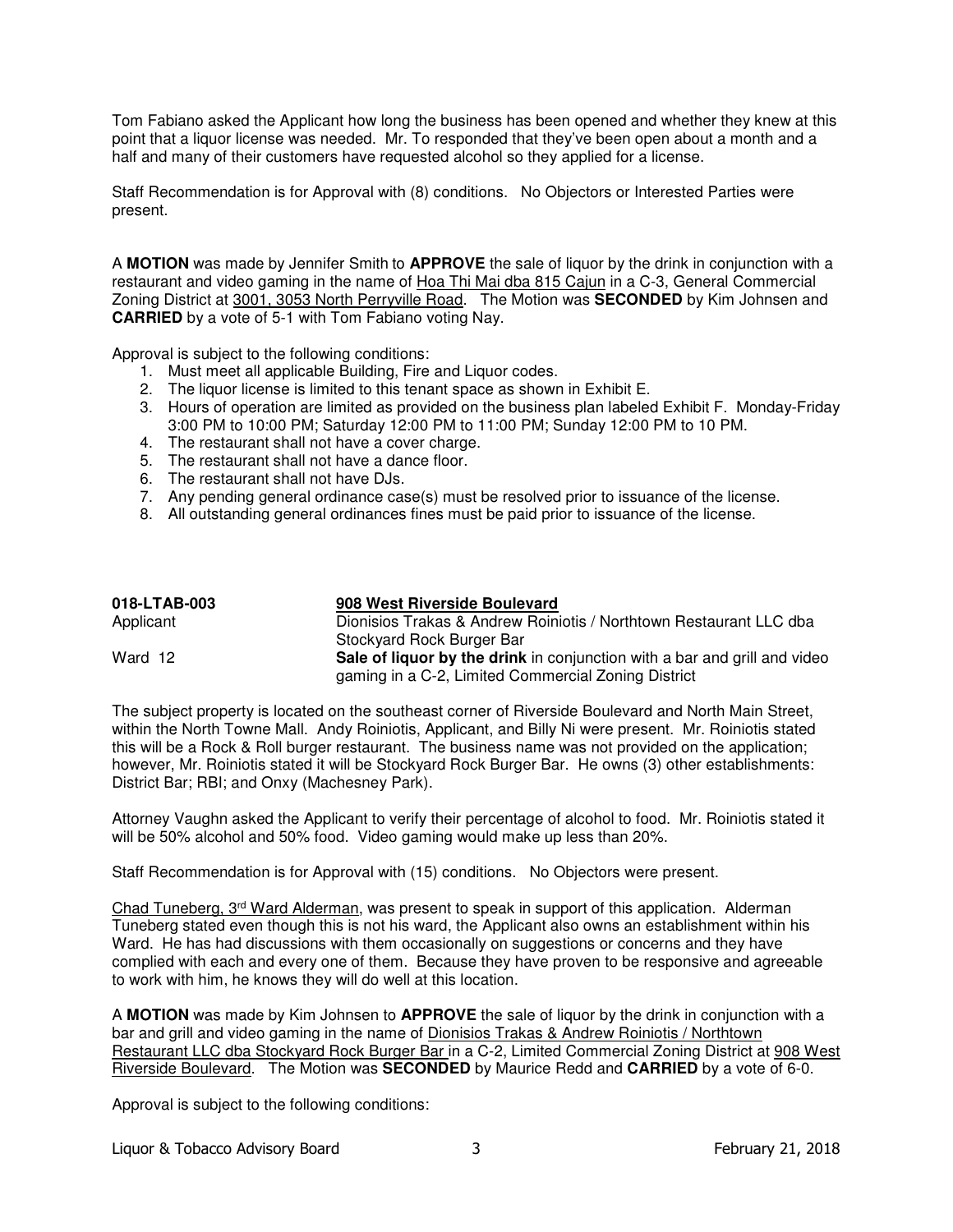Tom Fabiano asked the Applicant how long the business has been opened and whether they knew at this point that a liquor license was needed. Mr. To responded that they've been open about a month and a half and many of their customers have requested alcohol so they applied for a license.

Staff Recommendation is for Approval with (8) conditions. No Objectors or Interested Parties were present.

A **MOTION** was made by Jennifer Smith to **APPROVE** the sale of liquor by the drink in conjunction with a restaurant and video gaming in the name of Hoa Thi Mai dba 815 Cajun in a C-3, General Commercial Zoning District at 3001, 3053 North Perryville Road. The Motion was **SECONDED** by Kim Johnsen and **CARRIED** by a vote of 5-1 with Tom Fabiano voting Nay.

Approval is subject to the following conditions:

1. Must meet all applicable Building, Fire and Liquor codes.
2. The liquor license is limited to this tenant space as shown in Exhibit E.
3. Hours of operation are limited as provided on the business plan labeled Exhibit F. Monday-Friday 3:00 PM to 10:00 PM; Saturday 12:00 PM to 11:00 PM; Sunday 12:00 PM to 10 PM.
4. The restaurant shall not have a cover charge.
5. The restaurant shall not have a dance floor.
6. The restaurant shall not have DJs.
7. Any pending general ordinance case(s) must be resolved prior to issuance of the license.
8. All outstanding general ordinances fines must be paid prior to issuance of the license.

**018-LTAB-003** **908 West Riverside Boulevard**
Applicant Dionisios Trakas & Andrew Roiniotis / Northtown Restaurant LLC dba Stockyard Rock Burger Bar
Ward 12 **Sale of liquor by the drink** in conjunction with a bar and grill and video gaming in a C-2, Limited Commercial Zoning District

The subject property is located on the southeast corner of Riverside Boulevard and North Main Street, within the North Towne Mall. Andy Roiniotis, Applicant, and Billy Ni were present. Mr. Roiniotis stated this will be a Rock & Roll burger restaurant. The business name was not provided on the application; however, Mr. Roiniotis stated it will be Stockyard Rock Burger Bar. He owns (3) other establishments: District Bar; RBI; and Onxy (Machesney Park).

Attorney Vaughn asked the Applicant to verify their percentage of alcohol to food. Mr. Roiniotis stated it will be 50% alcohol and 50% food. Video gaming would make up less than 20%.

Staff Recommendation is for Approval with (15) conditions. No Objectors were present.

Chad Tuneberg, 3rd Ward Alderman, was present to speak in support of this application. Alderman Tuneberg stated even though this is not his ward, the Applicant also owns an establishment within his Ward. He has had discussions with them occasionally on suggestions or concerns and they have complied with each and every one of them. Because they have proven to be responsive and agreeable to work with him, he knows they will do well at this location.

A **MOTION** was made by Kim Johnsen to **APPROVE** the sale of liquor by the drink in conjunction with a bar and grill and video gaming in the name of Dionisios Trakas & Andrew Roiniotis / Northtown Restaurant LLC dba Stockyard Rock Burger Bar in a C-2, Limited Commercial Zoning District at 908 West Riverside Boulevard. The Motion was **SECONDED** by Maurice Redd and **CARRIED** by a vote of 6-0.

Approval is subject to the following conditions: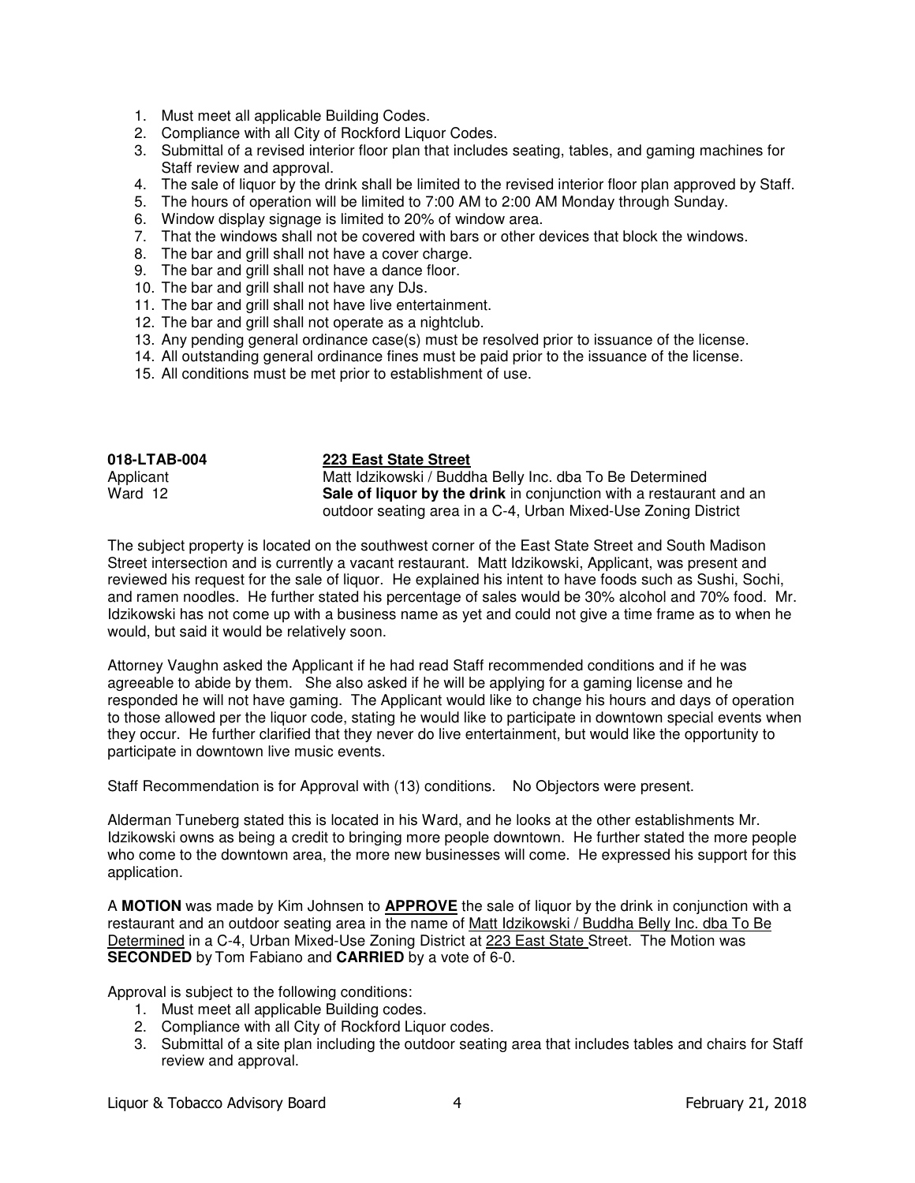1. Must meet all applicable Building Codes.
2. Compliance with all City of Rockford Liquor Codes.
3. Submittal of a revised interior floor plan that includes seating, tables, and gaming machines for Staff review and approval.
4. The sale of liquor by the drink shall be limited to the revised interior floor plan approved by Staff.
5. The hours of operation will be limited to 7:00 AM to 2:00 AM Monday through Sunday.
6. Window display signage is limited to 20% of window area.
7. That the windows shall not be covered with bars or other devices that block the windows.
8. The bar and grill shall not have a cover charge.
9. The bar and grill shall not have a dance floor.
10. The bar and grill shall not have any DJs.
11. The bar and grill shall not have live entertainment.
12. The bar and grill shall not operate as a nightclub.
13. Any pending general ordinance case(s) must be resolved prior to issuance of the license.
14. All outstanding general ordinance fines must be paid prior to the issuance of the license.
15. All conditions must be met prior to establishment of use.

**018-LTAB-004** **223 East State Street**
Applicant Matt Idzikowski / Buddha Belly Inc. dba To Be Determined
Ward 12 **Sale of liquor by the drink** in conjunction with a restaurant and an outdoor seating area in a C-4, Urban Mixed-Use Zoning District

The subject property is located on the southwest corner of the East State Street and South Madison Street intersection and is currently a vacant restaurant. Matt Idzikowski, Applicant, was present and reviewed his request for the sale of liquor. He explained his intent to have foods such as Sushi, Sochi, and ramen noodles. He further stated his percentage of sales would be 30% alcohol and 70% food. Mr. Idzikowski has not come up with a business name as yet and could not give a time frame as to when he would, but said it would be relatively soon.

Attorney Vaughn asked the Applicant if he had read Staff recommended conditions and if he was agreeable to abide by them. She also asked if he will be applying for a gaming license and he responded he will not have gaming. The Applicant would like to change his hours and days of operation to those allowed per the liquor code, stating he would like to participate in downtown special events when they occur. He further clarified that they never do live entertainment, but would like the opportunity to participate in downtown live music events.

Staff Recommendation is for Approval with (13) conditions. No Objectors were present.

Alderman Tuneberg stated this is located in his Ward, and he looks at the other establishments Mr. Idzikowski owns as being a credit to bringing more people downtown. He further stated the more people who come to the downtown area, the more new businesses will come. He expressed his support for this application.

A **MOTION** was made by Kim Johnsen to **APPROVE** the sale of liquor by the drink in conjunction with a restaurant and an outdoor seating area in the name of Matt Idzikowski / Buddha Belly Inc. dba To Be Determined in a C-4, Urban Mixed-Use Zoning District at 223 East State Street. The Motion was **SECONDED** by Tom Fabiano and **CARRIED** by a vote of 6-0.

Approval is subject to the following conditions:

1. Must meet all applicable Building codes.
2. Compliance with all City of Rockford Liquor codes.
3. Submittal of a site plan including the outdoor seating area that includes tables and chairs for Staff review and approval.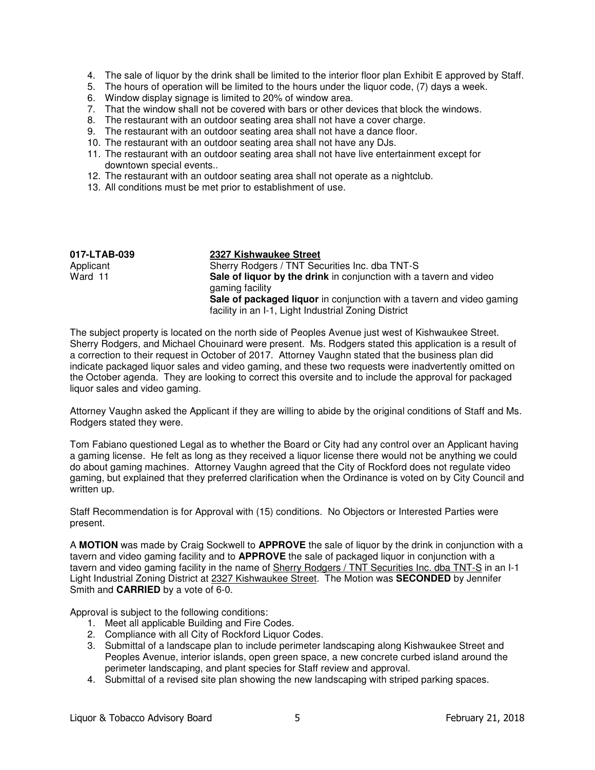4. The sale of liquor by the drink shall be limited to the interior floor plan Exhibit E approved by Staff.
5. The hours of operation will be limited to the hours under the liquor code, (7) days a week.
6. Window display signage is limited to 20% of window area.
7. That the window shall not be covered with bars or other devices that block the windows.
8. The restaurant with an outdoor seating area shall not have a cover charge.
9. The restaurant with an outdoor seating area shall not have a dance floor.
10. The restaurant with an outdoor seating area shall not have any DJs.
11. The restaurant with an outdoor seating area shall not have live entertainment except for downtown special events..
12. The restaurant with an outdoor seating area shall not operate as a nightclub.
13. All conditions must be met prior to establishment of use.

| | |
|---|---|
| **017-LTAB-039** | **<u>2327 Kishwaukee Street</u>** |
| Applicant | Sherry Rodgers / TNT Securities Inc. dba TNT-S |
| Ward 11 | **Sale of liquor by the drink** in conjunction with a tavern and video gaming facility<br>**Sale of packaged liquor** in conjunction with a tavern and video gaming facility in an I-1, Light Industrial Zoning District |

The subject property is located on the north side of Peoples Avenue just west of Kishwaukee Street. Sherry Rodgers, and Michael Chouinard were present. Ms. Rodgers stated this application is a result of a correction to their request in October of 2017. Attorney Vaughn stated that the business plan did indicate packaged liquor sales and video gaming, and these two requests were inadvertently omitted on the October agenda. They are looking to correct this oversite and to include the approval for packaged liquor sales and video gaming.

Attorney Vaughn asked the Applicant if they are willing to abide by the original conditions of Staff and Ms. Rodgers stated they were.

Tom Fabiano questioned Legal as to whether the Board or City had any control over an Applicant having a gaming license. He felt as long as they received a liquor license there would not be anything we could do about gaming machines. Attorney Vaughn agreed that the City of Rockford does not regulate video gaming, but explained that they preferred clarification when the Ordinance is voted on by City Council and written up.

Staff Recommendation is for Approval with (15) conditions. No Objectors or Interested Parties were present.

A **MOTION** was made by Craig Sockwell to **APPROVE** the sale of liquor by the drink in conjunction with a tavern and video gaming facility and to **APPROVE** the sale of packaged liquor in conjunction with a tavern and video gaming facility in the name of <u>Sherry Rodgers / TNT Securities Inc. dba TNT-S</u> in an I-1 Light Industrial Zoning District at <u>2327 Kishwaukee Street</u>. The Motion was **SECONDED** by Jennifer Smith and **CARRIED** by a vote of 6-0.

Approval is subject to the following conditions:

1. Meet all applicable Building and Fire Codes.
2. Compliance with all City of Rockford Liquor Codes.
3. Submittal of a landscape plan to include perimeter landscaping along Kishwaukee Street and Peoples Avenue, interior islands, open green space, a new concrete curbed island around the perimeter landscaping, and plant species for Staff review and approval.
4. Submittal of a revised site plan showing the new landscaping with striped parking spaces.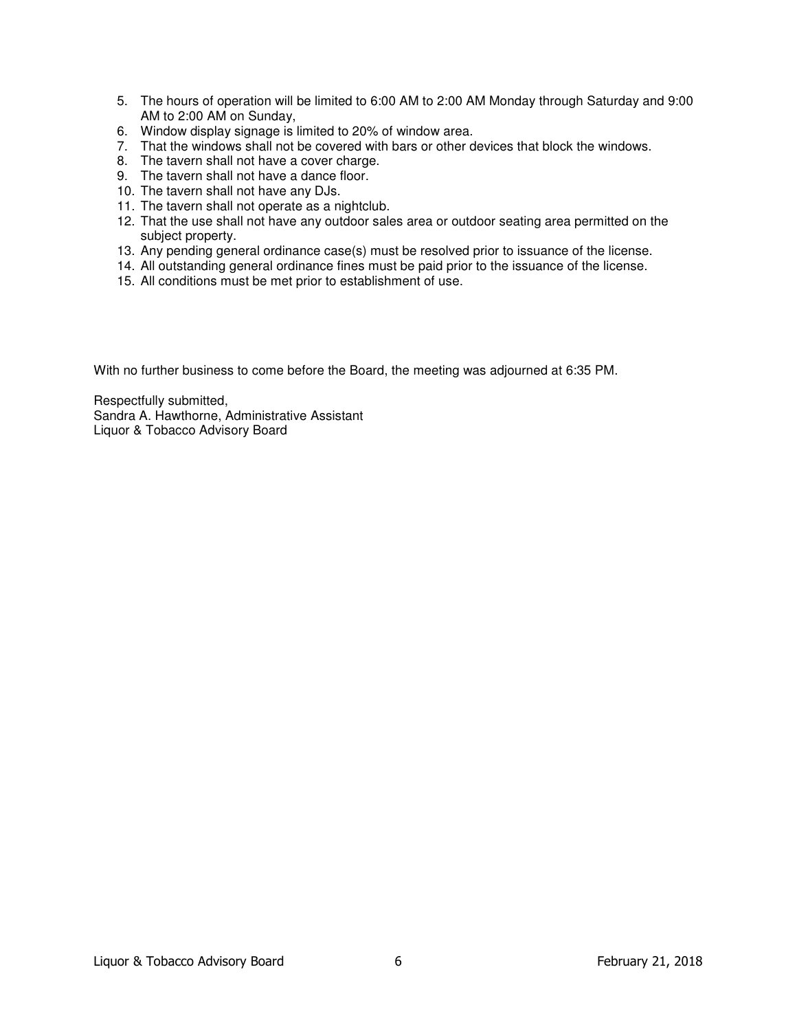5. The hours of operation will be limited to 6:00 AM to 2:00 AM Monday through Saturday and 9:00 AM to 2:00 AM on Sunday,
6. Window display signage is limited to 20% of window area.
7. That the windows shall not be covered with bars or other devices that block the windows.
8. The tavern shall not have a cover charge.
9. The tavern shall not have a dance floor.
10. The tavern shall not have any DJs.
11. The tavern shall not operate as a nightclub.
12. That the use shall not have any outdoor sales area or outdoor seating area permitted on the subject property.
13. Any pending general ordinance case(s) must be resolved prior to issuance of the license.
14. All outstanding general ordinance fines must be paid prior to the issuance of the license.
15. All conditions must be met prior to establishment of use.

With no further business to come before the Board, the meeting was adjourned at 6:35 PM.

Respectfully submitted,
Sandra A. Hawthorne, Administrative Assistant
Liquor & Tobacco Advisory Board